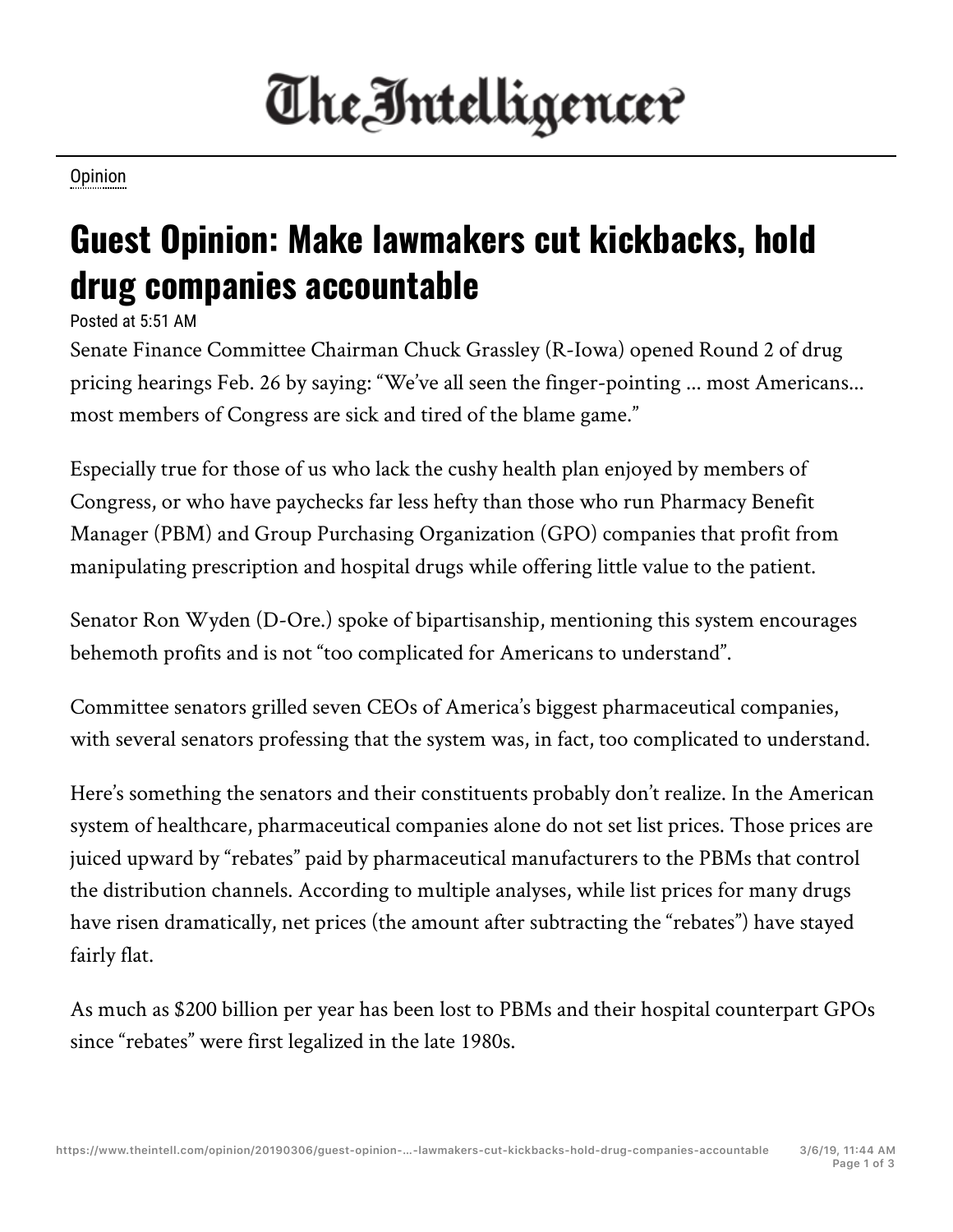The Intelligencer

Opinion

# Guest Opinion: Make lawmakers cut kickbacks, hold drug companies accountable

Posted at 5:51 AM

Senate Finance Committee Chairman Chuck Grassley (R-Iowa) opened Round 2 of drug pricing hearings Feb. 26 by saying: "We've all seen the finger-pointing ... most Americans... most members of Congress are sick and tired of the blame game."

Especially true for those of us who lack the cushy health plan enjoyed by members of Congress, or who have paychecks far less hefty than those who run Pharmacy Benefit Manager (PBM) and Group Purchasing Organization (GPO) companies that profit from manipulating prescription and hospital drugs while offering little value to the patient.

Senator Ron Wyden (D-Ore.) spoke of bipartisanship, mentioning this system encourages behemoth profits and is not "too complicated for Americans to understand".

Committee senators grilled seven CEOs of America's biggest pharmaceutical companies, with several senators professing that the system was, in fact, too complicated to understand.

Here's something the senators and their constituents probably don't realize. In the American system of healthcare, pharmaceutical companies alone do not set list prices. Those prices are juiced upward by "rebates" paid by pharmaceutical manufacturers to the PBMs that control the distribution channels. According to multiple analyses, while list prices for many drugs have risen dramatically, net prices (the amount after subtracting the "rebates") have stayed fairly flat.

As much as $200 billion per year has been lost to PBMs and their hospital counterpart GPOs since "rebates" were first legalized in the late 1980s.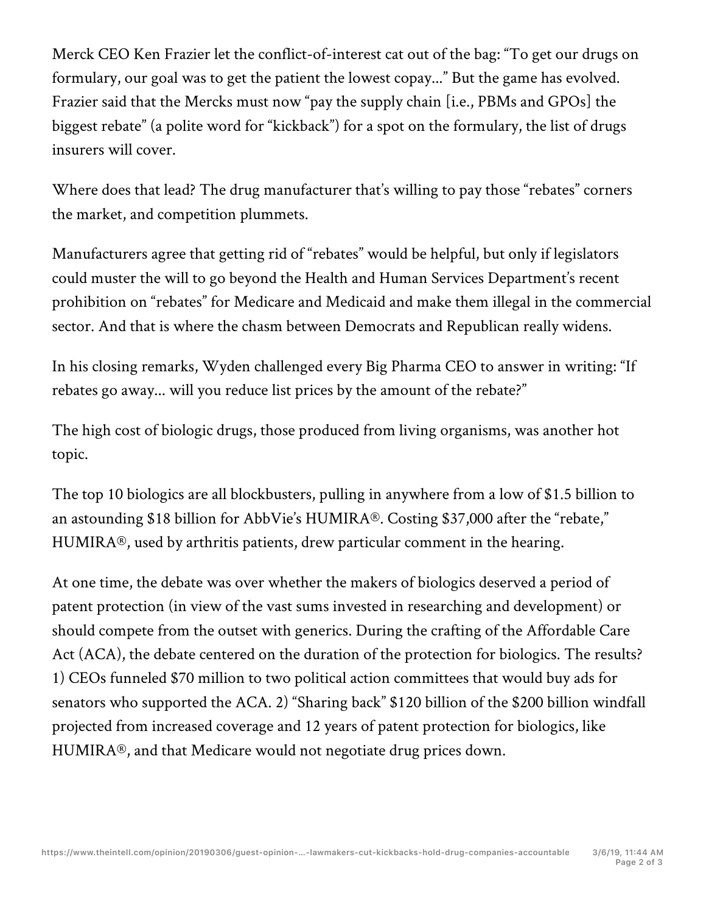Merck CEO Ken Frazier let the conflict-of-interest cat out of the bag: "To get our drugs on formulary, our goal was to get the patient the lowest copay..." But the game has evolved. Frazier said that the Mercks must now "pay the supply chain [i.e., PBMs and GPOs] the biggest rebate" (a polite word for "kickback") for a spot on the formulary, the list of drugs insurers will cover.

Where does that lead? The drug manufacturer that's willing to pay those "rebates" corners the market, and competition plummets.

Manufacturers agree that getting rid of "rebates" would be helpful, but only if legislators could muster the will to go beyond the Health and Human Services Department's recent prohibition on "rebates" for Medicare and Medicaid and make them illegal in the commercial sector. And that is where the chasm between Democrats and Republican really widens.

In his closing remarks, Wyden challenged every Big Pharma CEO to answer in writing: "If rebates go away... will you reduce list prices by the amount of the rebate?"

The high cost of biologic drugs, those produced from living organisms, was another hot topic.

The top 10 biologics are all blockbusters, pulling in anywhere from a low of $1.5 billion to an astounding $18 billion for AbbVie's HUMIRA®. Costing $37,000 after the "rebate," HUMIRA®, used by arthritis patients, drew particular comment in the hearing.

At one time, the debate was over whether the makers of biologics deserved a period of patent protection (in view of the vast sums invested in researching and development) or should compete from the outset with generics. During the crafting of the Affordable Care Act (ACA), the debate centered on the duration of the protection for biologics. The results? 1) CEOs funneled $70 million to two political action committees that would buy ads for senators who supported the ACA. 2) "Sharing back" $120 billion of the $200 billion windfall projected from increased coverage and 12 years of patent protection for biologics, like HUMIRA®, and that Medicare would not negotiate drug prices down.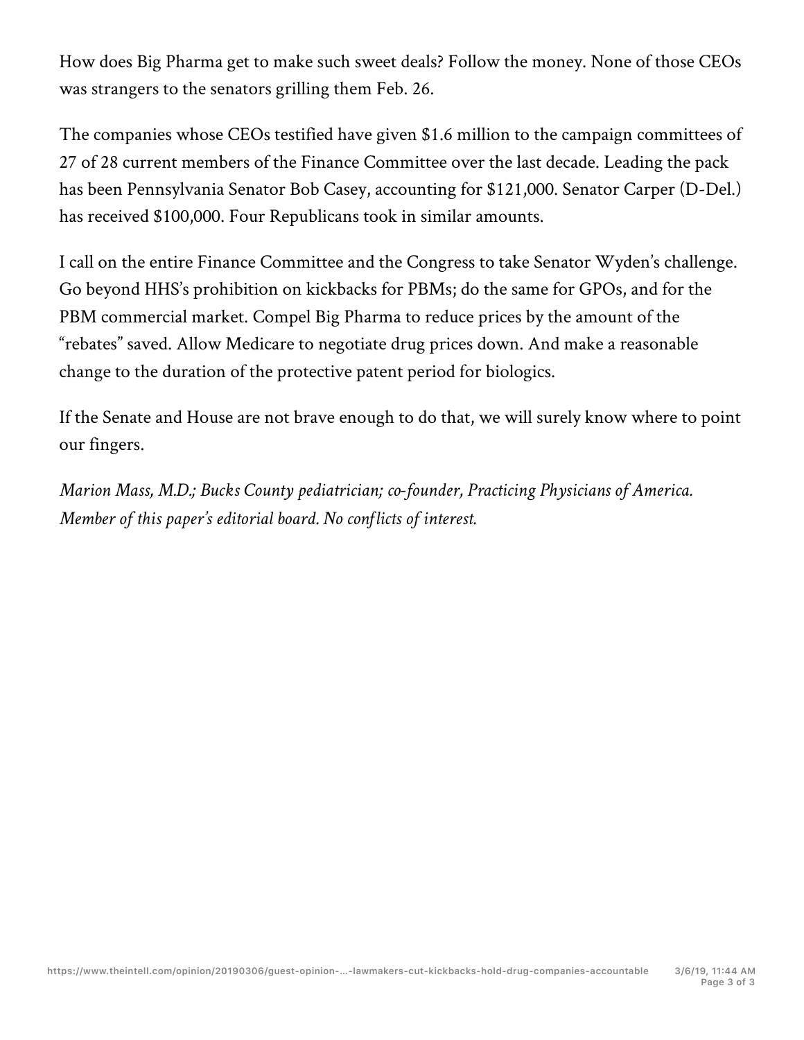How does Big Pharma get to make such sweet deals? Follow the money. None of those CEOs was strangers to the senators grilling them Feb. 26.

The companies whose CEOs testified have given $1.6 million to the campaign committees of 27 of 28 current members of the Finance Committee over the last decade. Leading the pack has been Pennsylvania Senator Bob Casey, accounting for $121,000. Senator Carper (D-Del.) has received $100,000. Four Republicans took in similar amounts.

I call on the entire Finance Committee and the Congress to take Senator Wyden's challenge. Go beyond HHS's prohibition on kickbacks for PBMs; do the same for GPOs, and for the PBM commercial market. Compel Big Pharma to reduce prices by the amount of the "rebates" saved. Allow Medicare to negotiate drug prices down. And make a reasonable change to the duration of the protective patent period for biologics.

If the Senate and House are not brave enough to do that, we will surely know where to point our fingers.

*Marion Mass, M.D.; Bucks County pediatrician; co-founder, Practicing Physicians of America. Member of this paper's editorial board. No conflicts of interest.*